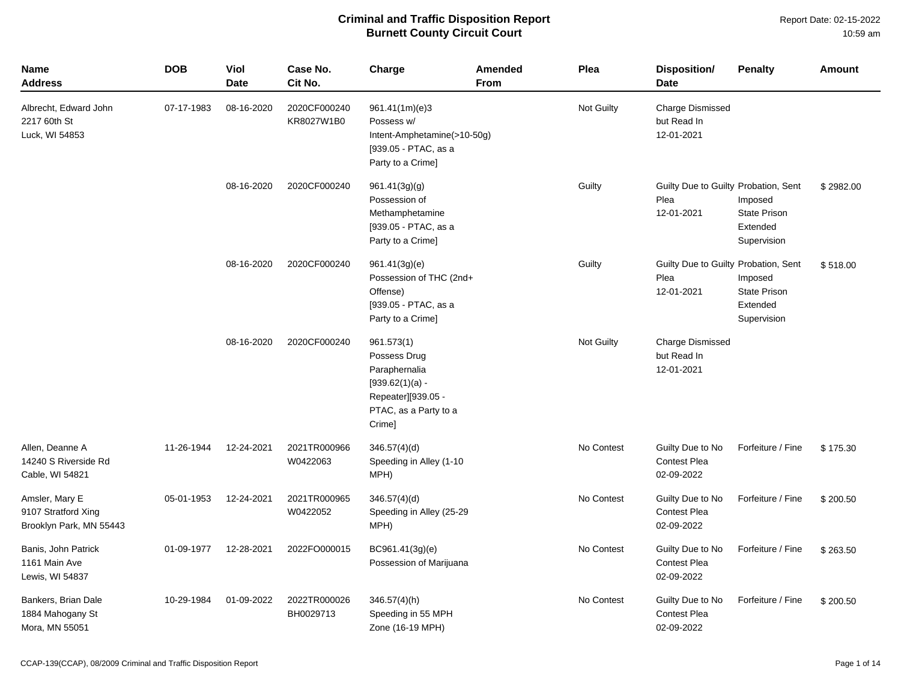# Criminal and Traffic Disposition Report
## Burnett County Circuit Court

Report Date: 02-15-2022
10:59 am

| Name<br>Address | DOB | Viol<br>Date | Case No.<br>Cit No. | Charge | Amended<br>From | Plea | Disposition/<br>Date | Penalty | Amount |
|---|---|---|---|---|---|---|---|---|---|
| Albrecht, Edward John<br>2217 60th St<br>Luck, WI 54853 | 07-17-1983 | 08-16-2020 | 2020CF000240<br>KR8027W1B0 | 961.41(1m)(e)3<br>Possess w/ Intent-Amphetamine(>10-50g)<br>[939.05 - PTAC, as a Party to a Crime] | | Not Guilty | Charge Dismissed but Read In<br>12-01-2021 | | |
| | | 08-16-2020 | 2020CF000240 | 961.41(3g)(g)<br>Possession of Methamphetamine<br>[939.05 - PTAC, as a Party to a Crime] | | Guilty | Guilty Due to Guilty Plea<br>12-01-2021 | Probation, Sent Imposed<br>State Prison<br>Extended Supervision | $ 2982.00 |
| | | 08-16-2020 | 2020CF000240 | 961.41(3g)(e)<br>Possession of THC (2nd+ Offense)<br>[939.05 - PTAC, as a Party to a Crime] | | Guilty | Guilty Due to Guilty Plea<br>12-01-2021 | Probation, Sent Imposed<br>State Prison<br>Extended Supervision | $ 518.00 |
| | | 08-16-2020 | 2020CF000240 | 961.573(1)<br>Possess Drug Paraphernalia<br>[939.62(1)(a) - Repeater][939.05 - PTAC, as a Party to a Crime] | | Not Guilty | Charge Dismissed but Read In<br>12-01-2021 | | |
| Allen, Deanne A<br>14240 S Riverside Rd<br>Cable, WI 54821 | 11-26-1944 | 12-24-2021 | 2021TR000966<br>W0422063 | 346.57(4)(d)<br>Speeding in Alley (1-10 MPH) | | No Contest | Guilty Due to No Contest Plea<br>02-09-2022 | Forfeiture / Fine | $ 175.30 |
| Amsler, Mary E<br>9107 Stratford Xing<br>Brooklyn Park, MN 55443 | 05-01-1953 | 12-24-2021 | 2021TR000965<br>W0422052 | 346.57(4)(d)<br>Speeding in Alley (25-29 MPH) | | No Contest | Guilty Due to No Contest Plea<br>02-09-2022 | Forfeiture / Fine | $ 200.50 |
| Banis, John Patrick<br>1161 Main Ave<br>Lewis, WI 54837 | 01-09-1977 | 12-28-2021 | 2022FO000015 | BC961.41(3g)(e)<br>Possession of Marijuana | | No Contest | Guilty Due to No Contest Plea<br>02-09-2022 | Forfeiture / Fine | $ 263.50 |
| Bankers, Brian Dale<br>1884 Mahogany St<br>Mora, MN 55051 | 10-29-1984 | 01-09-2022 | 2022TR000026<br>BH0029713 | 346.57(4)(h)<br>Speeding in 55 MPH Zone (16-19 MPH) | | No Contest | Guilty Due to No Contest Plea<br>02-09-2022 | Forfeiture / Fine | $ 200.50 |

CCAP-139(CCAP), 08/2009 Criminal and Traffic Disposition Report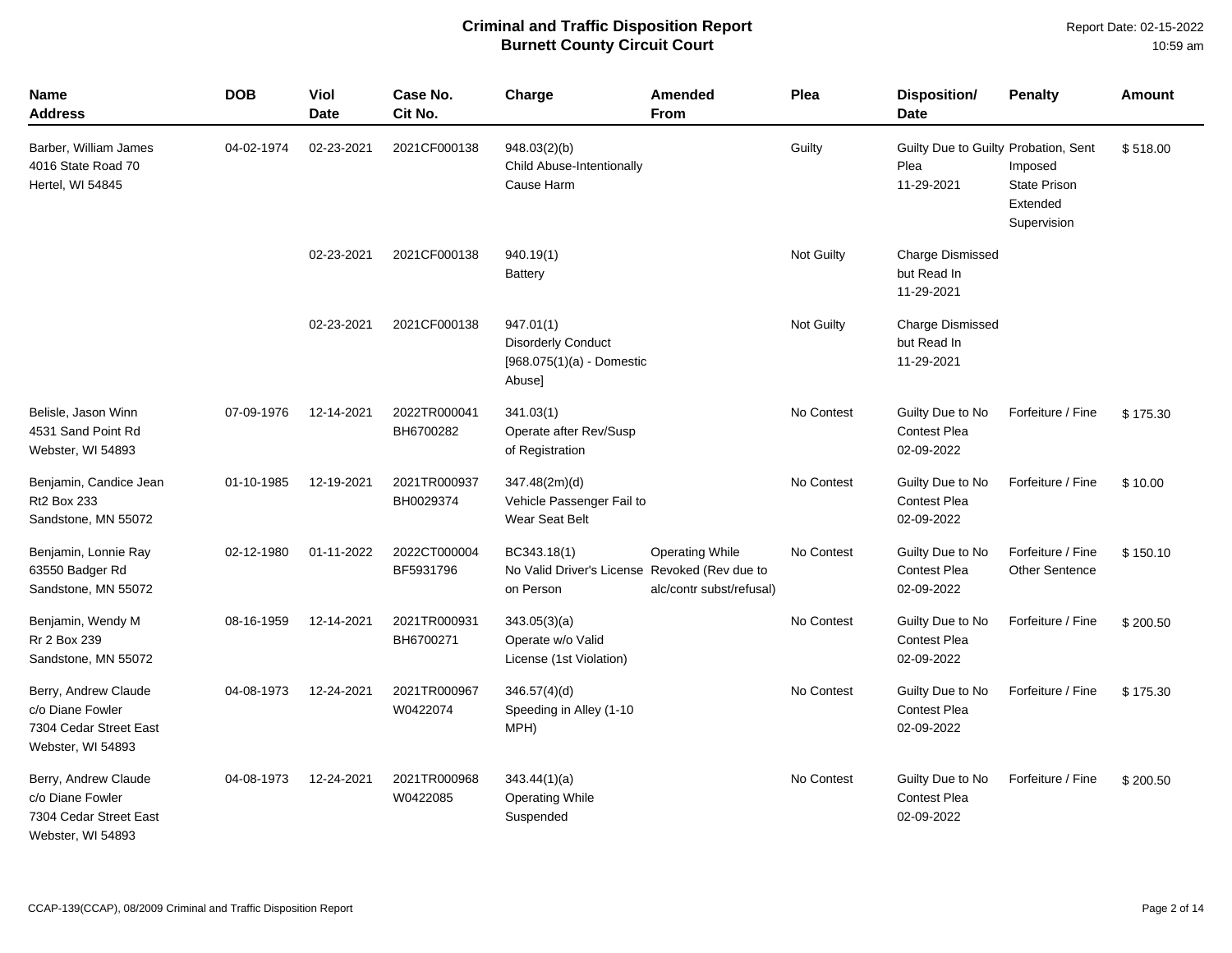# Criminal and Traffic Disposition Report
## Burnett County Circuit Court

Report Date: 02-15-2022
10:59 am

| Name<br>Address | DOB | Viol Date | Case No.<br>Cit No. | Charge | Amended From | Plea | Disposition/<br>Date | Penalty | Amount |
|---|---|---|---|---|---|---|---|---|---|
| Barber, William James<br>4016 State Road 70<br>Hertel, WI 54845 | 04-02-1974 | 02-23-2021 | 2021CF000138 | 948.03(2)(b)<br>Child Abuse-Intentionally Cause Harm | | Guilty | Guilty Due to Guilty Plea<br>11-29-2021 | Probation, Sent Imposed<br>State Prison<br>Extended Supervision | $ 518.00 |
| | | 02-23-2021 | 2021CF000138 | 940.19(1)<br>Battery | | Not Guilty | Charge Dismissed but Read In<br>11-29-2021 | | |
| | | 02-23-2021 | 2021CF000138 | 947.01(1)<br>Disorderly Conduct<br>[968.075(1)(a) - Domestic Abuse] | | Not Guilty | Charge Dismissed but Read In<br>11-29-2021 | | |
| Belisle, Jason Winn<br>4531 Sand Point Rd<br>Webster, WI 54893 | 07-09-1976 | 12-14-2021 | 2022TR000041<br>BH6700282 | 341.03(1)<br>Operate after Rev/Susp of Registration | | No Contest | Guilty Due to No Contest Plea<br>02-09-2022 | Forfeiture / Fine | $ 175.30 |
| Benjamin, Candice Jean<br>Rt2 Box 233<br>Sandstone, MN 55072 | 01-10-1985 | 12-19-2021 | 2021TR000937<br>BH0029374 | 347.48(2m)(d)<br>Vehicle Passenger Fail to Wear Seat Belt | | No Contest | Guilty Due to No Contest Plea<br>02-09-2022 | Forfeiture / Fine | $ 10.00 |
| Benjamin, Lonnie Ray<br>63550 Badger Rd<br>Sandstone, MN 55072 | 02-12-1980 | 01-11-2022 | 2022CT000004<br>BF5931796 | BC343.18(1)<br>No Valid Driver's License on Person | Operating While Revoked (Rev due to alc/contr subst/refusal) | No Contest | Guilty Due to No Contest Plea<br>02-09-2022 | Forfeiture / Fine<br>Other Sentence | $ 150.10 |
| Benjamin, Wendy M<br>Rr 2 Box 239<br>Sandstone, MN 55072 | 08-16-1959 | 12-14-2021 | 2021TR000931<br>BH6700271 | 343.05(3)(a)<br>Operate w/o Valid License (1st Violation) | | No Contest | Guilty Due to No Contest Plea<br>02-09-2022 | Forfeiture / Fine | $ 200.50 |
| Berry, Andrew Claude<br>c/o Diane Fowler<br>7304 Cedar Street East<br>Webster, WI 54893 | 04-08-1973 | 12-24-2021 | 2021TR000967<br>W0422074 | 346.57(4)(d)<br>Speeding in Alley (1-10 MPH) | | No Contest | Guilty Due to No Contest Plea<br>02-09-2022 | Forfeiture / Fine | $ 175.30 |
| Berry, Andrew Claude<br>c/o Diane Fowler<br>7304 Cedar Street East<br>Webster, WI 54893 | 04-08-1973 | 12-24-2021 | 2021TR000968<br>W0422085 | 343.44(1)(a)<br>Operating While Suspended | | No Contest | Guilty Due to No Contest Plea<br>02-09-2022 | Forfeiture / Fine | $ 200.50 |

CCAP-139(CCAP), 08/2009 Criminal and Traffic Disposition Report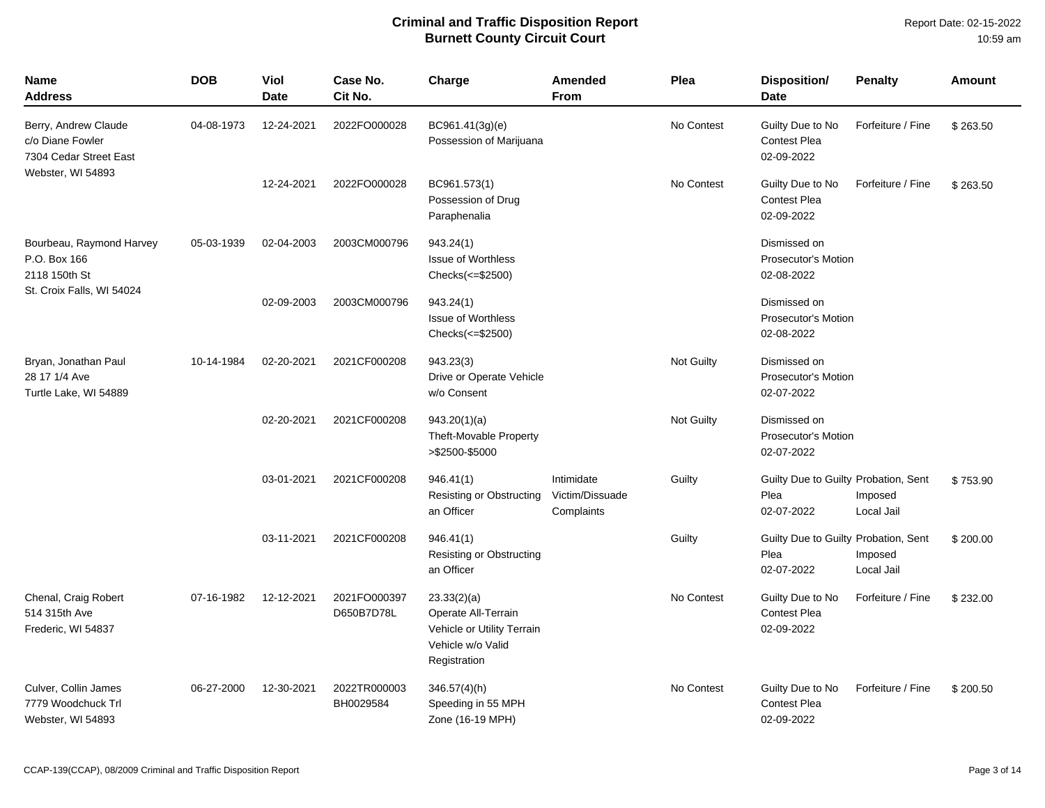# Criminal and Traffic Disposition Report
## Burnett County Circuit Court

Report Date: 02-15-2022
10:59 am

| Name<br>Address | DOB | Viol Date | Case No.<br>Cit No. | Charge | Amended From | Plea | Disposition/<br>Date | Penalty | Amount |
|---|---|---|---|---|---|---|---|---|---|
| Berry, Andrew Claude<br>c/o Diane Fowler<br>7304 Cedar Street East<br>Webster, WI 54893 | 04-08-1973 | 12-24-2021 | 2022FO000028 | BC961.41(3g)(e)<br>Possession of Marijuana | | No Contest | Guilty Due to No Contest Plea<br>02-09-2022 | Forfeiture / Fine | $ 263.50 |
| | | 12-24-2021 | 2022FO000028 | BC961.573(1)<br>Possession of Drug Paraphenalia | | No Contest | Guilty Due to No Contest Plea<br>02-09-2022 | Forfeiture / Fine | $ 263.50 |
| Bourbeau, Raymond Harvey<br>P.O. Box 166<br>2118 150th St<br>St. Croix Falls, WI 54024 | 05-03-1939 | 02-04-2003 | 2003CM000796 | 943.24(1)<br>Issue of Worthless Checks(<=$2500) | | | Dismissed on Prosecutor's Motion<br>02-08-2022 | | |
| | | 02-09-2003 | 2003CM000796 | 943.24(1)<br>Issue of Worthless Checks(<=$2500) | | | Dismissed on Prosecutor's Motion<br>02-08-2022 | | |
| Bryan, Jonathan Paul<br>28 17 1/4 Ave<br>Turtle Lake, WI 54889 | 10-14-1984 | 02-20-2021 | 2021CF000208 | 943.23(3)<br>Drive or Operate Vehicle w/o Consent | | Not Guilty | Dismissed on Prosecutor's Motion<br>02-07-2022 | | |
| | | 02-20-2021 | 2021CF000208 | 943.20(1)(a)<br>Theft-Movable Property >$2500-$5000 | | Not Guilty | Dismissed on Prosecutor's Motion<br>02-07-2022 | | |
| | | 03-01-2021 | 2021CF000208 | 946.41(1)<br>Resisting or Obstructing an Officer | Intimidate Victim/Dissuade Complaints | Guilty | Guilty Due to Guilty Plea<br>02-07-2022 | Probation, Sent Imposed Local Jail | $ 753.90 |
| | | 03-11-2021 | 2021CF000208 | 946.41(1)<br>Resisting or Obstructing an Officer | | Guilty | Guilty Due to Guilty Plea<br>02-07-2022 | Probation, Sent Imposed Local Jail | $ 200.00 |
| Chenal, Craig Robert<br>514 315th Ave<br>Frederic, WI 54837 | 07-16-1982 | 12-12-2021 | 2021FO000397<br>D650B7D78L | 23.33(2)(a)<br>Operate All-Terrain Vehicle or Utility Terrain Vehicle w/o Valid Registration | | No Contest | Guilty Due to No Contest Plea<br>02-09-2022 | Forfeiture / Fine | $ 232.00 |
| Culver, Collin James<br>7779 Woodchuck Trl<br>Webster, WI 54893 | 06-27-2000 | 12-30-2021 | 2022TR000003<br>BH0029584 | 346.57(4)(h)<br>Speeding in 55 MPH Zone (16-19 MPH) | | No Contest | Guilty Due to No Contest Plea<br>02-09-2022 | Forfeiture / Fine | $ 200.50 |

CCAP-139(CCAP), 08/2009 Criminal and Traffic Disposition Report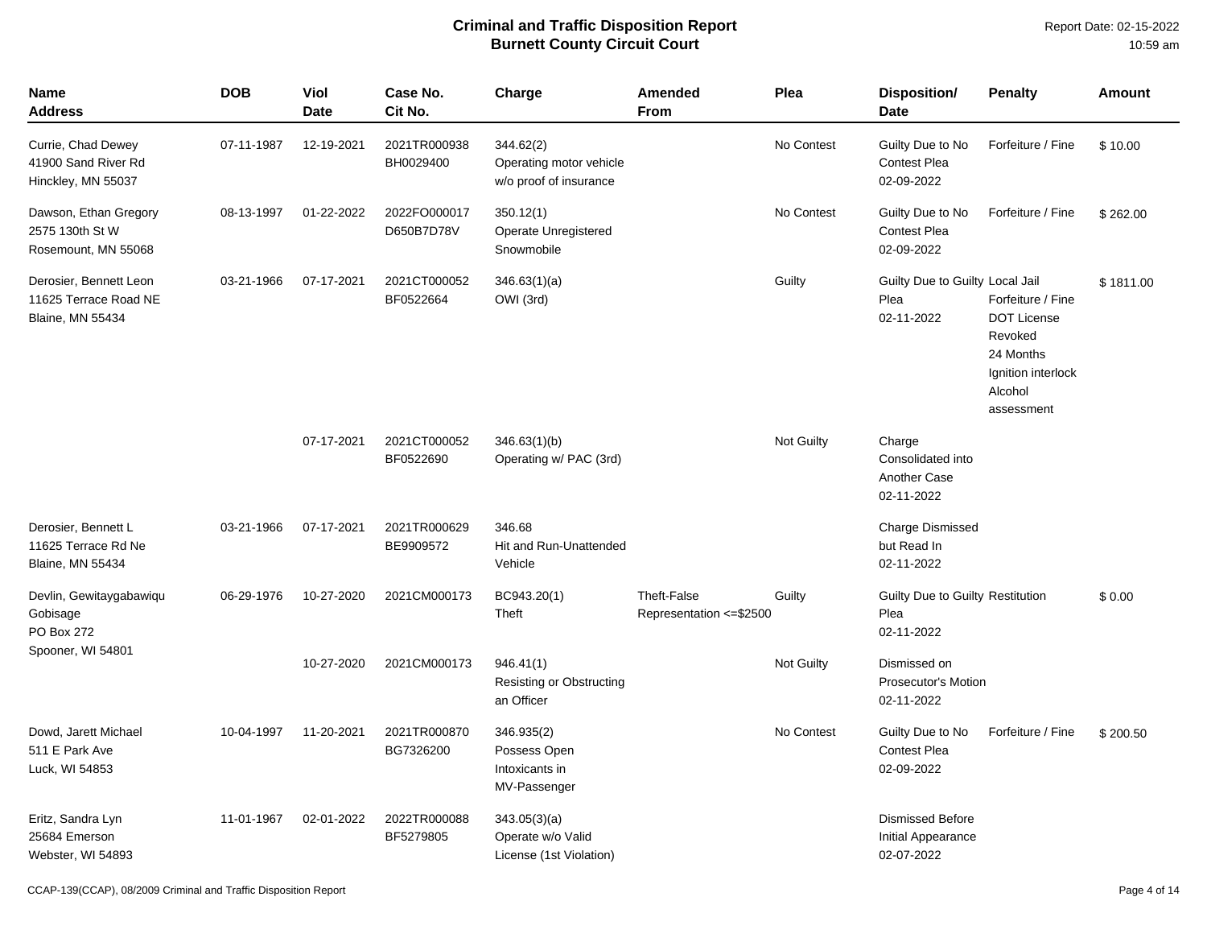# Criminal and Traffic Disposition Report
## Burnett County Circuit Court

Report Date: 02-15-2022
10:59 am

| Name Address | DOB | Viol Date | Case No. Cit No. | Charge | Amended From | Plea | Disposition/ Date | Penalty | Amount |
|---|---|---|---|---|---|---|---|---|---|
| Currie, Chad Dewey<br>41900 Sand River Rd<br>Hinckley, MN 55037 | 07-11-1987 | 12-19-2021 | 2021TR000938<br>BH0029400 | 344.62(2)<br>Operating motor vehicle w/o proof of insurance | | No Contest | Guilty Due to No Contest Plea<br>02-09-2022 | Forfeiture / Fine | $ 10.00 |
| Dawson, Ethan Gregory<br>2575 130th St W<br>Rosemount, MN 55068 | 08-13-1997 | 01-22-2022 | 2022FO000017<br>D650B7D78V | 350.12(1)<br>Operate Unregistered Snowmobile | | No Contest | Guilty Due to No Contest Plea<br>02-09-2022 | Forfeiture / Fine | $ 262.00 |
| Derosier, Bennett Leon<br>11625 Terrace Road NE<br>Blaine, MN 55434 | 03-21-1966 | 07-17-2021 | 2021CT000052<br>BF0522664 | 346.63(1)(a)<br>OWI (3rd) | | Guilty | Guilty Due to Guilty Plea<br>02-11-2022 | Local Jail<br>Forfeiture / Fine<br>DOT License Revoked<br>24 Months<br>Ignition interlock<br>Alcohol assessment | $ 1811.00 |
| | | 07-17-2021 | 2021CT000052<br>BF0522690 | 346.63(1)(b)<br>Operating w/ PAC (3rd) | | Not Guilty | Charge Consolidated into Another Case<br>02-11-2022 | | |
| Derosier, Bennett L<br>11625 Terrace Rd Ne<br>Blaine, MN 55434 | 03-21-1966 | 07-17-2021 | 2021TR000629<br>BE9909572 | 346.68<br>Hit and Run-Unattended Vehicle | | | Charge Dismissed but Read In<br>02-11-2022 | | |
| Devlin, Gewitaygabawiqu Gobisage<br>PO Box 272<br>Spooner, WI 54801 | 06-29-1976 | 10-27-2020 | 2021CM000173 | BC943.20(1)<br>Theft | Theft-False Representation <=$2500 | Guilty | Guilty Due to Guilty Plea<br>02-11-2022 | Restitution | $ 0.00 |
| | | 10-27-2020 | 2021CM000173 | 946.41(1)<br>Resisting or Obstructing an Officer | | Not Guilty | Dismissed on Prosecutor's Motion<br>02-11-2022 | | |
| Dowd, Jarett Michael<br>511 E Park Ave<br>Luck, WI 54853 | 10-04-1997 | 11-20-2021 | 2021TR000870<br>BG7326200 | 346.935(2)<br>Possess Open Intoxicants in MV-Passenger | | No Contest | Guilty Due to No Contest Plea<br>02-09-2022 | Forfeiture / Fine | $ 200.50 |
| Eritz, Sandra Lyn<br>25684 Emerson<br>Webster, WI 54893 | 11-01-1967 | 02-01-2022 | 2022TR000088<br>BF5279805 | 343.05(3)(a)<br>Operate w/o Valid License (1st Violation) | | | Dismissed Before Initial Appearance<br>02-07-2022 | | |

CCAP-139(CCAP), 08/2009 Criminal and Traffic Disposition Report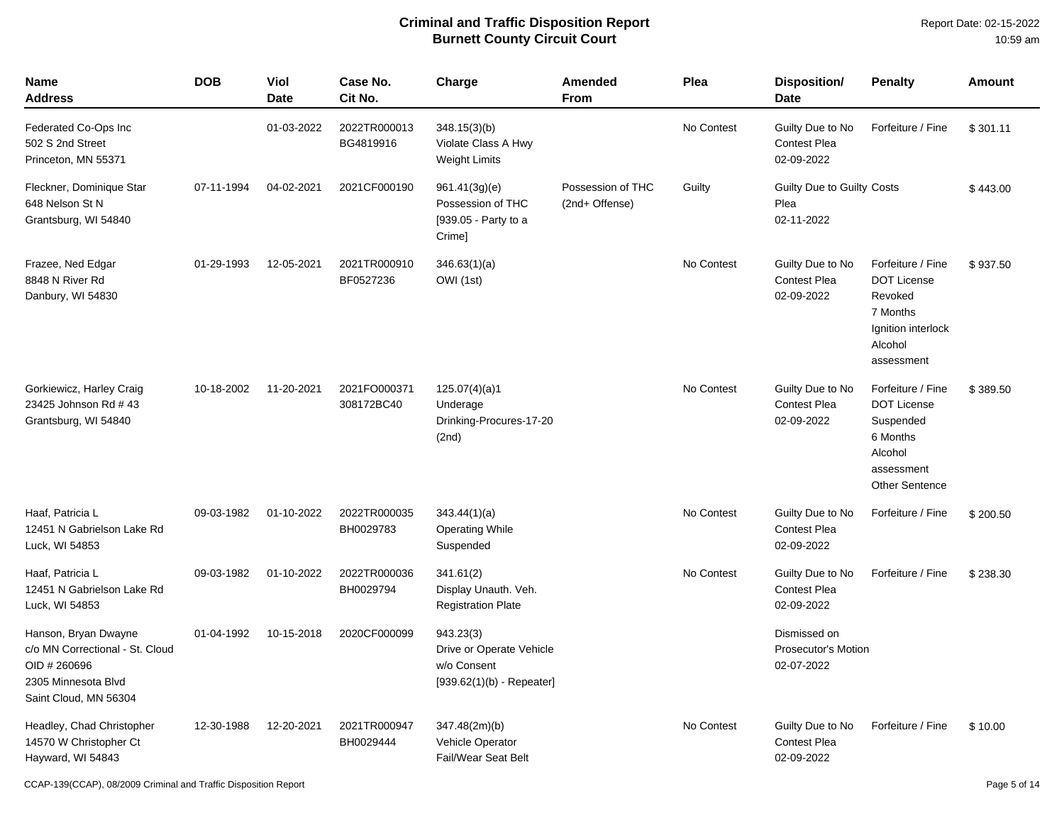# Criminal and Traffic Disposition Report
## Burnett County Circuit Court

Report Date: 02-15-2022
10:59 am

| Name<br>Address | DOB | Viol Date | Case No.<br>Cit No. | Charge | Amended From | Plea | Disposition/<br>Date | Penalty | Amount |
|---|---|---|---|---|---|---|---|---|---|
| Federated Co-Ops Inc<br>502 S 2nd Street<br>Princeton, MN 55371 | | 01-03-2022 | 2022TR000013<br>BG4819916 | 348.15(3)(b)<br>Violate Class A Hwy Weight Limits | | No Contest | Guilty Due to No Contest Plea<br>02-09-2022 | Forfeiture / Fine | $ 301.11 |
| Fleckner, Dominique Star<br>648 Nelson St N<br>Grantsburg, WI 54840 | 07-11-1994 | 04-02-2021 | 2021CF000190 | 961.41(3g)(e)<br>Possession of THC<br>[939.05 - Party to a Crime] | Possession of THC (2nd+ Offense) | Guilty | Guilty Due to Guilty Plea<br>02-11-2022 | Costs | $ 443.00 |
| Frazee, Ned Edgar<br>8848 N River Rd<br>Danbury, WI 54830 | 01-29-1993 | 12-05-2021 | 2021TR000910<br>BF0527236 | 346.63(1)(a)<br>OWI (1st) | | No Contest | Guilty Due to No Contest Plea<br>02-09-2022 | Forfeiture / Fine<br>DOT License Revoked<br>7 Months<br>Ignition interlock<br>Alcohol assessment | $ 937.50 |
| Gorkiewicz, Harley Craig<br>23425 Johnson Rd # 43<br>Grantsburg, WI 54840 | 10-18-2002 | 11-20-2021 | 2021FO000371<br>308172BC40 | 125.07(4)(a)1<br>Underage Drinking-Procures-17-20 (2nd) | | No Contest | Guilty Due to No Contest Plea<br>02-09-2022 | Forfeiture / Fine<br>DOT License Suspended<br>6 Months<br>Alcohol assessment<br>Other Sentence | $ 389.50 |
| Haaf, Patricia L<br>12451 N Gabrielson Lake Rd<br>Luck, WI 54853 | 09-03-1982 | 01-10-2022 | 2022TR000035<br>BH0029783 | 343.44(1)(a)<br>Operating While Suspended | | No Contest | Guilty Due to No Contest Plea<br>02-09-2022 | Forfeiture / Fine | $ 200.50 |
| Haaf, Patricia L<br>12451 N Gabrielson Lake Rd<br>Luck, WI 54853 | 09-03-1982 | 01-10-2022 | 2022TR000036<br>BH0029794 | 341.61(2)<br>Display Unauth. Veh. Registration Plate | | No Contest | Guilty Due to No Contest Plea<br>02-09-2022 | Forfeiture / Fine | $ 238.30 |
| Hanson, Bryan Dwayne<br>c/o MN Correctional - St. Cloud<br>OID # 260696<br>2305 Minnesota Blvd<br>Saint Cloud, MN 56304 | 01-04-1992 | 10-15-2018 | 2020CF000099 | 943.23(3)<br>Drive or Operate Vehicle w/o Consent<br>[939.62(1)(b) - Repeater] | | | Dismissed on Prosecutor's Motion<br>02-07-2022 | | |
| Headley, Chad Christopher<br>14570 W Christopher Ct<br>Hayward, WI 54843 | 12-30-1988 | 12-20-2021 | 2021TR000947<br>BH0029444 | 347.48(2m)(b)<br>Vehicle Operator Fail/Wear Seat Belt | | No Contest | Guilty Due to No Contest Plea<br>02-09-2022 | Forfeiture / Fine | $ 10.00 |

CCAP-139(CCAP), 08/2009 Criminal and Traffic Disposition Report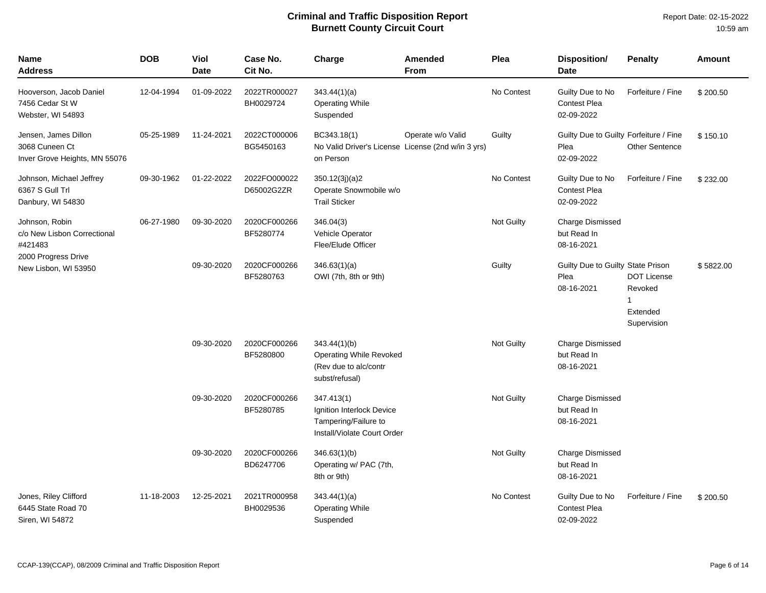# Criminal and Traffic Disposition Report
## Burnett County Circuit Court

Report Date: 02-15-2022
10:59 am

| Name<br>Address | DOB | Viol Date | Case No.<br>Cit No. | Charge | Amended From | Plea | Disposition/<br>Date | Penalty | Amount |
|---|---|---|---|---|---|---|---|---|---|
| Hooverson, Jacob Daniel<br>7456 Cedar St W<br>Webster, WI 54893 | 12-04-1994 | 01-09-2022 | 2022TR000027<br>BH0029724 | 343.44(1)(a)<br>Operating While Suspended | | No Contest | Guilty Due to No Contest Plea<br>02-09-2022 | Forfeiture / Fine | $ 200.50 |
| Jensen, James Dillon<br>3068 Cuneen Ct<br>Inver Grove Heights, MN 55076 | 05-25-1989 | 11-24-2021 | 2022CT000006<br>BG5450163 | BC343.18(1)<br>No Valid Driver's License on Person | Operate w/o Valid License (2nd w/in 3 yrs) | Guilty | Guilty Due to Guilty Plea<br>02-09-2022 | Forfeiture / Fine<br>Other Sentence | $ 150.10 |
| Johnson, Michael Jeffrey<br>6367 S Gull Trl<br>Danbury, WI 54830 | 09-30-1962 | 01-22-2022 | 2022FO000022<br>D65002G2ZR | 350.12(3j)(a)2<br>Operate Snowmobile w/o Trail Sticker | | No Contest | Guilty Due to No Contest Plea<br>02-09-2022 | Forfeiture / Fine | $ 232.00 |
| Johnson, Robin<br>c/o New Lisbon Correctional #421483<br>2000 Progress Drive<br>New Lisbon, WI 53950 | 06-27-1980 | 09-30-2020 | 2020CF000266<br>BF5280774 | 346.04(3)<br>Vehicle Operator Flee/Elude Officer | | Not Guilty | Charge Dismissed but Read In<br>08-16-2021 | | |
| | | 09-30-2020 | 2020CF000266<br>BF5280763 | 346.63(1)(a)<br>OWI (7th, 8th or 9th) | | Guilty | Guilty Due to Guilty Plea<br>08-16-2021 | State Prison<br>DOT License Revoked<br>1<br>Extended Supervision | $ 5822.00 |
| | | 09-30-2020 | 2020CF000266<br>BF5280800 | 343.44(1)(b)<br>Operating While Revoked (Rev due to alc/contr subst/refusal) | | Not Guilty | Charge Dismissed but Read In<br>08-16-2021 | | |
| | | 09-30-2020 | 2020CF000266<br>BF5280785 | 347.413(1)<br>Ignition Interlock Device Tampering/Failure to Install/Violate Court Order | | Not Guilty | Charge Dismissed but Read In<br>08-16-2021 | | |
| | | 09-30-2020 | 2020CF000266<br>BD6247706 | 346.63(1)(b)<br>Operating w/ PAC (7th, 8th or 9th) | | Not Guilty | Charge Dismissed but Read In<br>08-16-2021 | | |
| Jones, Riley Clifford<br>6445 State Road 70<br>Siren, WI 54872 | 11-18-2003 | 12-25-2021 | 2021TR000958<br>BH0029536 | 343.44(1)(a)<br>Operating While Suspended | | No Contest | Guilty Due to No Contest Plea<br>02-09-2022 | Forfeiture / Fine | $ 200.50 |

CCAP-139(CCAP), 08/2009 Criminal and Traffic Disposition Report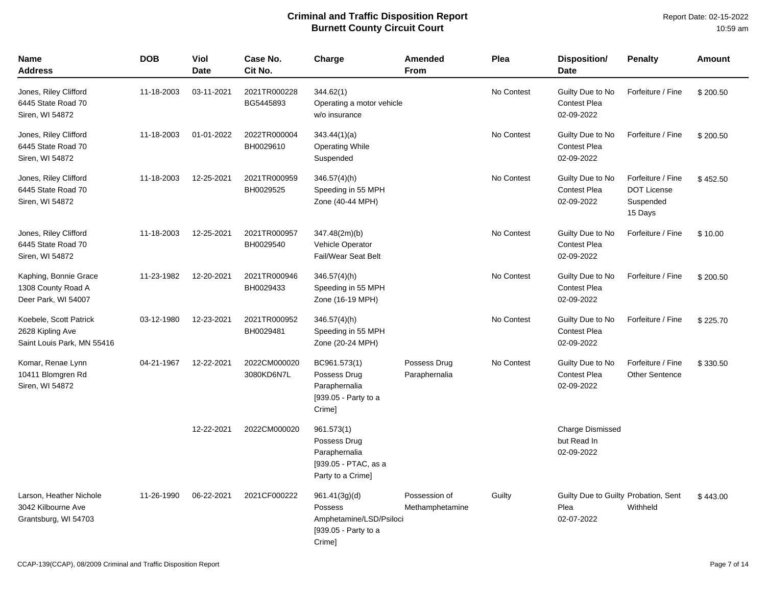# Criminal and Traffic Disposition Report
## Burnett County Circuit Court

Report Date: 02-15-2022
10:59 am

| Name<br>Address | DOB | Viol Date | Case No.<br>Cit No. | Charge | Amended From | Plea | Disposition/<br>Date | Penalty | Amount |
|---|---|---|---|---|---|---|---|---|---|
| Jones, Riley Clifford<br>6445 State Road 70<br>Siren, WI 54872 | 11-18-2003 | 03-11-2021 | 2021TR000228<br>BG5445893 | 344.62(1)<br>Operating a motor vehicle w/o insurance | | No Contest | Guilty Due to No Contest Plea<br>02-09-2022 | Forfeiture / Fine | $ 200.50 |
| Jones, Riley Clifford<br>6445 State Road 70<br>Siren, WI 54872 | 11-18-2003 | 01-01-2022 | 2022TR000004<br>BH0029610 | 343.44(1)(a)<br>Operating While Suspended | | No Contest | Guilty Due to No Contest Plea<br>02-09-2022 | Forfeiture / Fine | $ 200.50 |
| Jones, Riley Clifford<br>6445 State Road 70<br>Siren, WI 54872 | 11-18-2003 | 12-25-2021 | 2021TR000959<br>BH0029525 | 346.57(4)(h)<br>Speeding in 55 MPH Zone (40-44 MPH) | | No Contest | Guilty Due to No Contest Plea<br>02-09-2022 | Forfeiture / Fine<br>DOT License Suspended<br>15 Days | $ 452.50 |
| Jones, Riley Clifford<br>6445 State Road 70<br>Siren, WI 54872 | 11-18-2003 | 12-25-2021 | 2021TR000957<br>BH0029540 | 347.48(2m)(b)<br>Vehicle Operator Fail/Wear Seat Belt | | No Contest | Guilty Due to No Contest Plea<br>02-09-2022 | Forfeiture / Fine | $ 10.00 |
| Kaphing, Bonnie Grace<br>1308 County Road A<br>Deer Park, WI 54007 | 11-23-1982 | 12-20-2021 | 2021TR000946<br>BH0029433 | 346.57(4)(h)<br>Speeding in 55 MPH Zone (16-19 MPH) | | No Contest | Guilty Due to No Contest Plea<br>02-09-2022 | Forfeiture / Fine | $ 200.50 |
| Koebele, Scott Patrick<br>2628 Kipling Ave<br>Saint Louis Park, MN 55416 | 03-12-1980 | 12-23-2021 | 2021TR000952<br>BH0029481 | 346.57(4)(h)<br>Speeding in 55 MPH Zone (20-24 MPH) | | No Contest | Guilty Due to No Contest Plea<br>02-09-2022 | Forfeiture / Fine | $ 225.70 |
| Komar, Renae Lynn<br>10411 Blomgren Rd<br>Siren, WI 54872 | 04-21-1967 | 12-22-2021 | 2022CM000020<br>3080KD6N7L | BC961.573(1)<br>Possess Drug Paraphernalia<br>[939.05 - Party to a Crime] | Possess Drug Paraphernalia | No Contest | Guilty Due to No Contest Plea<br>02-09-2022 | Forfeiture / Fine<br>Other Sentence | $ 330.50 |
| | | 12-22-2021 | 2022CM000020 | 961.573(1)<br>Possess Drug Paraphernalia<br>[939.05 - PTAC, as a Party to a Crime] | | | Charge Dismissed but Read In<br>02-09-2022 | | |
| Larson, Heather Nichole<br>3042 Kilbourne Ave<br>Grantsburg, WI 54703 | 11-26-1990 | 06-22-2021 | 2021CF000222 | 961.41(3g)(d)<br>Possess Amphetamine/LSD/Psiloci<br>[939.05 - Party to a Crime] | Possession of Methamphetamine | Guilty | Guilty Due to Guilty Plea<br>02-07-2022 | Probation, Sent Withheld | $ 443.00 |

CCAP-139(CCAP), 08/2009 Criminal and Traffic Disposition Report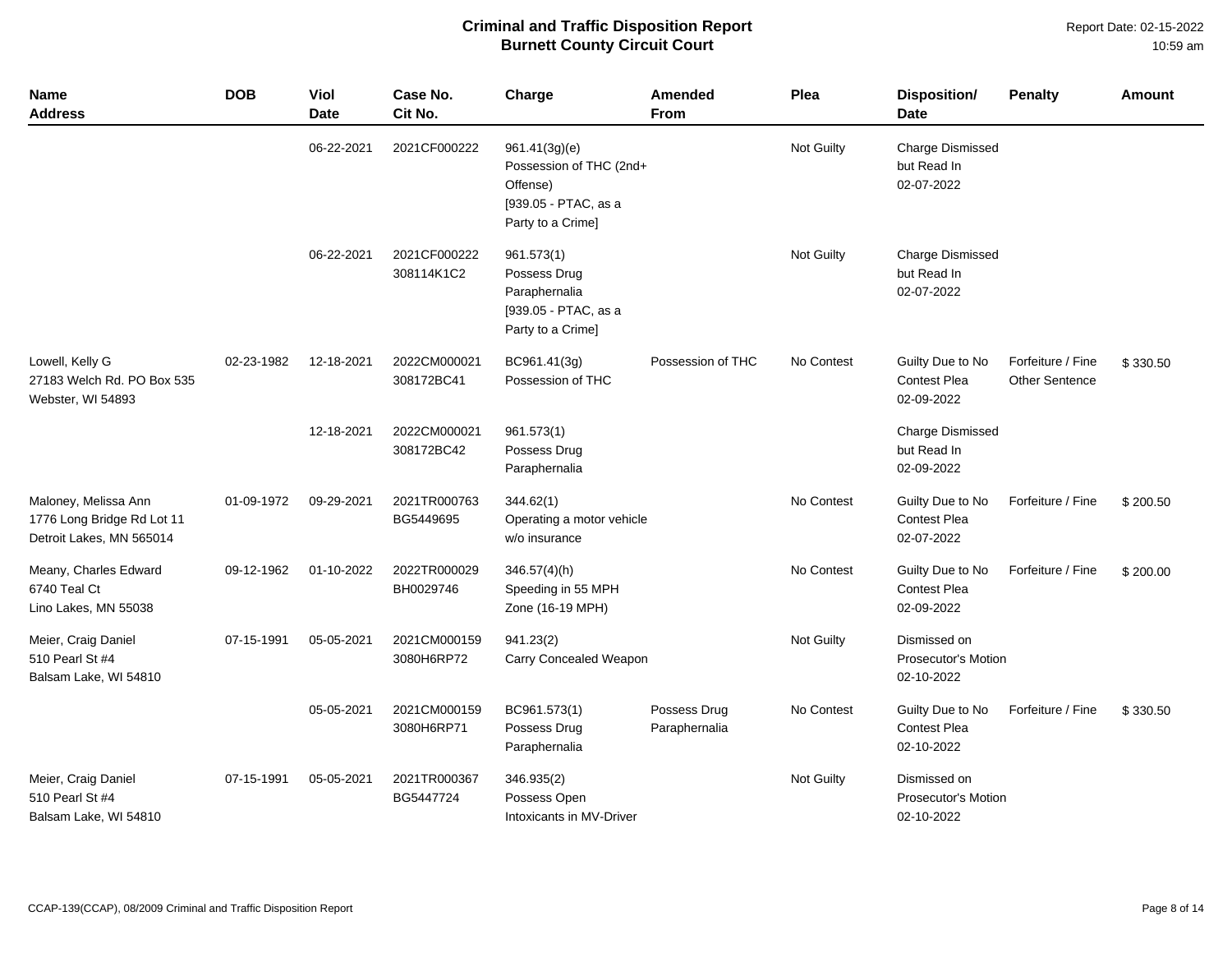# Criminal and Traffic Disposition Report
## Burnett County Circuit Court

Report Date: 02-15-2022
10:59 am

| Name<br>Address | DOB | Viol Date | Case No.<br>Cit No. | Charge | Amended From | Plea | Disposition/<br>Date | Penalty | Amount |
|---|---|---|---|---|---|---|---|---|---|
| | | 06-22-2021 | 2021CF000222 | 961.41(3g)(e)<br>Possession of THC (2nd+ Offense)<br>[939.05 - PTAC, as a Party to a Crime] | | Not Guilty | Charge Dismissed but Read In<br>02-07-2022 | | |
| | | 06-22-2021 | 2021CF000222<br>308114K1C2 | 961.573(1)<br>Possess Drug Paraphernalia<br>[939.05 - PTAC, as a Party to a Crime] | | Not Guilty | Charge Dismissed but Read In<br>02-07-2022 | | |
| Lowell, Kelly G<br>27183 Welch Rd. PO Box 535<br>Webster, WI 54893 | 02-23-1982 | 12-18-2021 | 2022CM000021<br>308172BC41 | BC961.41(3g)<br>Possession of THC | Possession of THC | No Contest | Guilty Due to No Contest Plea<br>02-09-2022 | Forfeiture / Fine<br>Other Sentence | $ 330.50 |
| | | 12-18-2021 | 2022CM000021<br>308172BC42 | 961.573(1)<br>Possess Drug Paraphernalia | | | Charge Dismissed but Read In<br>02-09-2022 | | |
| Maloney, Melissa Ann<br>1776 Long Bridge Rd Lot 11<br>Detroit Lakes, MN 565014 | 01-09-1972 | 09-29-2021 | 2021TR000763<br>BG5449695 | 344.62(1)<br>Operating a motor vehicle w/o insurance | | No Contest | Guilty Due to No Contest Plea<br>02-07-2022 | Forfeiture / Fine | $ 200.50 |
| Meany, Charles Edward<br>6740 Teal Ct<br>Lino Lakes, MN 55038 | 09-12-1962 | 01-10-2022 | 2022TR000029<br>BH0029746 | 346.57(4)(h)<br>Speeding in 55 MPH Zone (16-19 MPH) | | No Contest | Guilty Due to No Contest Plea<br>02-09-2022 | Forfeiture / Fine | $ 200.00 |
| Meier, Craig Daniel<br>510 Pearl St #4<br>Balsam Lake, WI 54810 | 07-15-1991 | 05-05-2021 | 2021CM000159<br>3080H6RP72 | 941.23(2)<br>Carry Concealed Weapon | | Not Guilty | Dismissed on Prosecutor's Motion<br>02-10-2022 | | |
| | | 05-05-2021 | 2021CM000159<br>3080H6RP71 | BC961.573(1)<br>Possess Drug Paraphernalia | Possess Drug Paraphernalia | No Contest | Guilty Due to No Contest Plea<br>02-10-2022 | Forfeiture / Fine | $ 330.50 |
| Meier, Craig Daniel<br>510 Pearl St #4<br>Balsam Lake, WI 54810 | 07-15-1991 | 05-05-2021 | 2021TR000367<br>BG5447724 | 346.935(2)<br>Possess Open Intoxicants in MV-Driver | | Not Guilty | Dismissed on Prosecutor's Motion<br>02-10-2022 | | |

CCAP-139(CCAP), 08/2009 Criminal and Traffic Disposition Report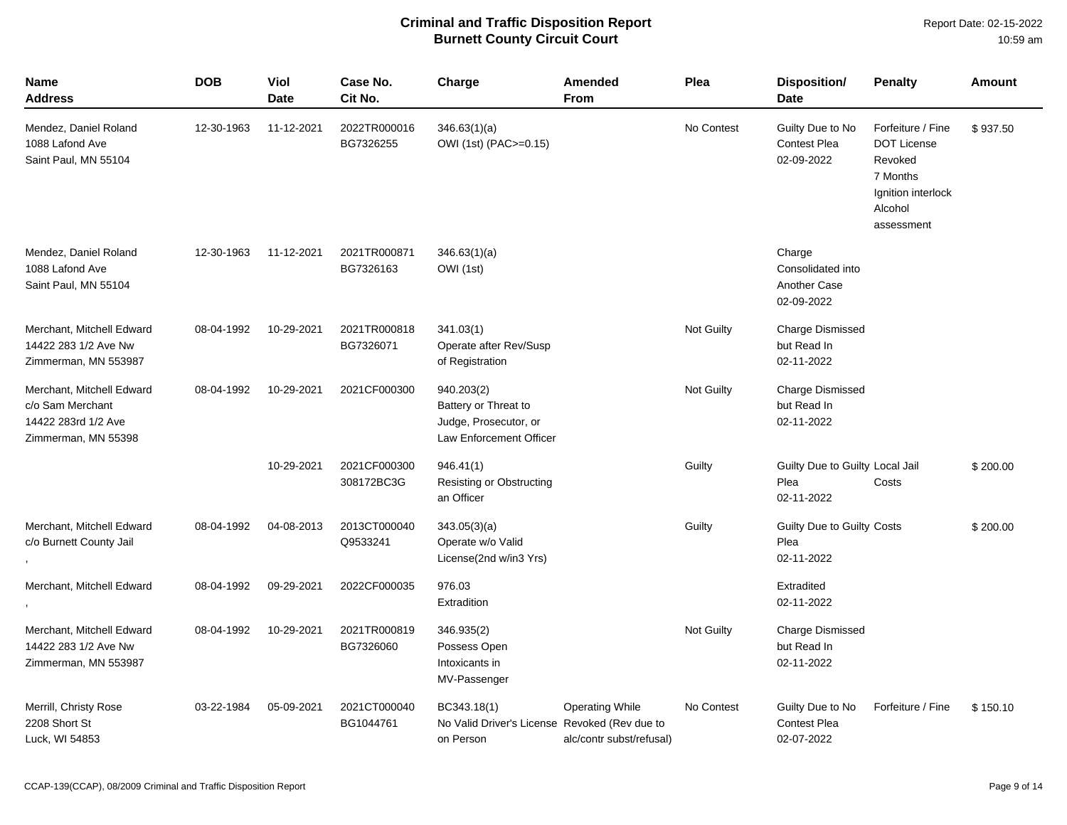# Criminal and Traffic Disposition Report
## Burnett County Circuit Court

Report Date: 02-15-2022
10:59 am

| Name<br>Address | DOB | Viol Date | Case No.<br>Cit No. | Charge | Amended From | Plea | Disposition/<br>Date | Penalty | Amount |
|---|---|---|---|---|---|---|---|---|---|
| Mendez, Daniel Roland<br>1088 Lafond Ave<br>Saint Paul, MN 55104 | 12-30-1963 | 11-12-2021 | 2022TR000016<br>BG7326255 | 346.63(1)(a)<br>OWI (1st) (PAC>=0.15) | | No Contest | Guilty Due to No Contest Plea<br>02-09-2022 | Forfeiture / Fine<br>DOT License Revoked<br>7 Months<br>Ignition interlock<br>Alcohol assessment | $ 937.50 |
| Mendez, Daniel Roland<br>1088 Lafond Ave<br>Saint Paul, MN 55104 | 12-30-1963 | 11-12-2021 | 2021TR000871<br>BG7326163 | 346.63(1)(a)<br>OWI (1st) | | | Charge Consolidated into Another Case<br>02-09-2022 | | |
| Merchant, Mitchell Edward<br>14422 283 1/2 Ave Nw<br>Zimmerman, MN 553987 | 08-04-1992 | 10-29-2021 | 2021TR000818<br>BG7326071 | 341.03(1)<br>Operate after Rev/Susp of Registration | | Not Guilty | Charge Dismissed but Read In<br>02-11-2022 | | |
| Merchant, Mitchell Edward<br>c/o Sam Merchant<br>14422 283rd 1/2 Ave<br>Zimmerman, MN 55398 | 08-04-1992 | 10-29-2021 | 2021CF000300 | 940.203(2)<br>Battery or Threat to Judge, Prosecutor, or Law Enforcement Officer | | Not Guilty | Charge Dismissed but Read In<br>02-11-2022 | | |
| | | 10-29-2021 | 2021CF000300<br>308172BC3G | 946.41(1)<br>Resisting or Obstructing an Officer | | Guilty | Guilty Due to Guilty Plea<br>02-11-2022 | Local Jail<br>Costs | $ 200.00 |
| Merchant, Mitchell Edward<br>c/o Burnett County Jail<br>, | 08-04-1992 | 04-08-2013 | 2013CT000040<br>Q9533241 | 343.05(3)(a)<br>Operate w/o Valid License(2nd w/in3 Yrs) | | Guilty | Guilty Due to Guilty Plea<br>02-11-2022 | Costs | $ 200.00 |
| Merchant, Mitchell Edward<br>, | 08-04-1992 | 09-29-2021 | 2022CF000035 | 976.03<br>Extradition | | | Extradited<br>02-11-2022 | | |
| Merchant, Mitchell Edward<br>14422 283 1/2 Ave Nw<br>Zimmerman, MN 553987 | 08-04-1992 | 10-29-2021 | 2021TR000819<br>BG7326060 | 346.935(2)<br>Possess Open Intoxicants in MV-Passenger | | Not Guilty | Charge Dismissed but Read In<br>02-11-2022 | | |
| Merrill, Christy Rose<br>2208 Short St<br>Luck, WI 54853 | 03-22-1984 | 05-09-2021 | 2021CT000040<br>BG1044761 | BC343.18(1)<br>No Valid Driver's License on Person | Operating While Revoked (Rev due to alc/contr subst/refusal) | No Contest | Guilty Due to No Contest Plea<br>02-07-2022 | Forfeiture / Fine | $ 150.10 |

CCAP-139(CCAP), 08/2009 Criminal and Traffic Disposition Report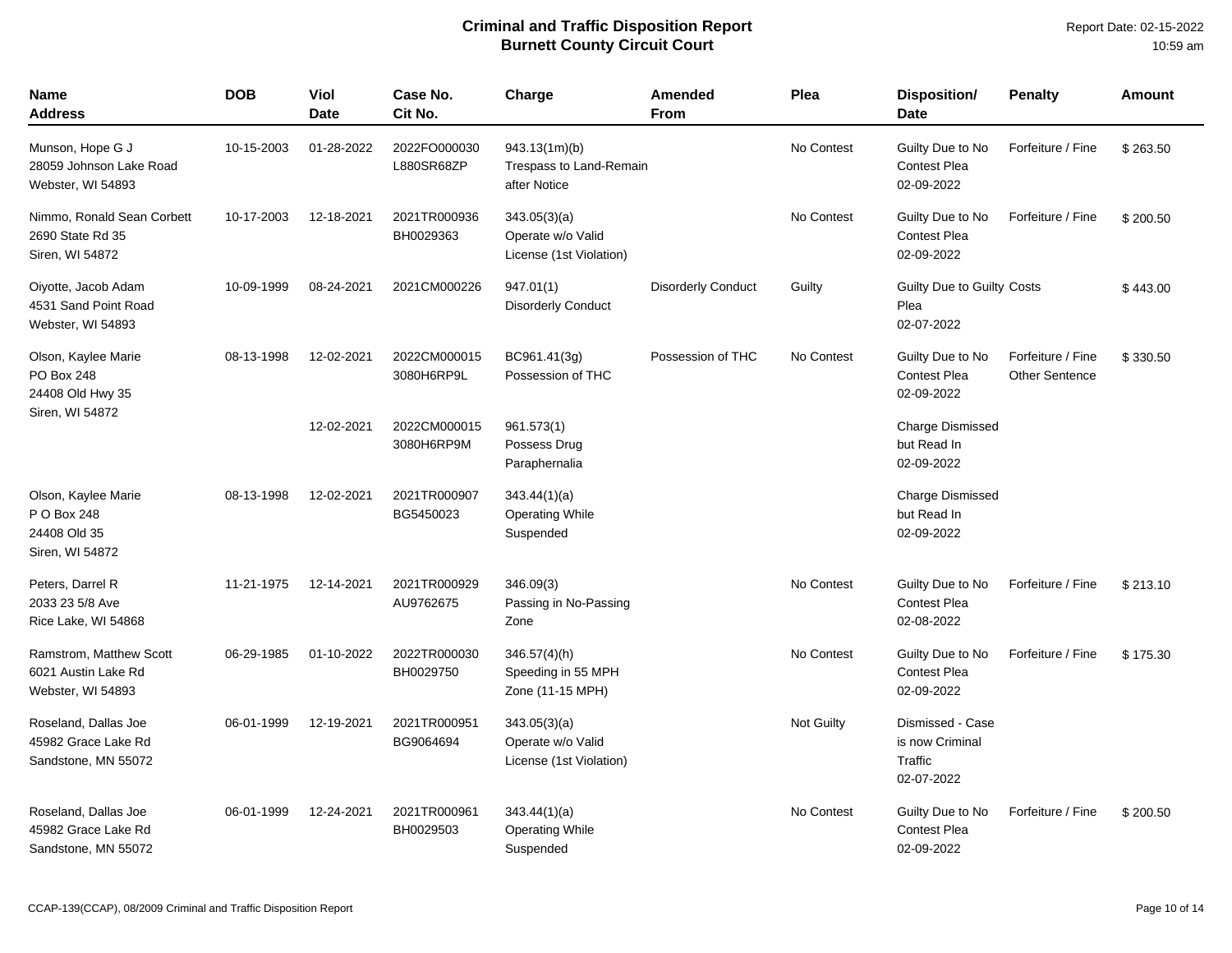# Criminal and Traffic Disposition Report
## Burnett County Circuit Court

Report Date: 02-15-2022
10:59 am

| Name<br>Address | DOB | Viol<br>Date | Case No.<br>Cit No. | Charge | Amended<br>From | Plea | Disposition/<br>Date | Penalty | Amount |
|---|---|---|---|---|---|---|---|---|---|
| Munson, Hope G J<br>28059 Johnson Lake Road<br>Webster, WI 54893 | 10-15-2003 | 01-28-2022 | 2022FO000030<br>L880SR68ZP | 943.13(1m)(b)<br>Trespass to Land-Remain after Notice | | No Contest | Guilty Due to No Contest Plea<br>02-09-2022 | Forfeiture / Fine | $ 263.50 |
| Nimmo, Ronald Sean Corbett<br>2690 State Rd 35<br>Siren, WI 54872 | 10-17-2003 | 12-18-2021 | 2021TR000936<br>BH0029363 | 343.05(3)(a)<br>Operate w/o Valid License (1st Violation) | | No Contest | Guilty Due to No Contest Plea<br>02-09-2022 | Forfeiture / Fine | $ 200.50 |
| Oiyotte, Jacob Adam<br>4531 Sand Point Road<br>Webster, WI 54893 | 10-09-1999 | 08-24-2021 | 2021CM000226 | 947.01(1)<br>Disorderly Conduct | Disorderly Conduct | Guilty | Guilty Due to Guilty Plea<br>02-07-2022 | Costs | $ 443.00 |
| Olson, Kaylee Marie<br>PO Box 248<br>24408 Old Hwy 35<br>Siren, WI 54872 | 08-13-1998 | 12-02-2021 | 2022CM000015<br>3080H6RP9L | BC961.41(3g)<br>Possession of THC | Possession of THC | No Contest | Guilty Due to No Contest Plea<br>02-09-2022 | Forfeiture / Fine<br>Other Sentence | $ 330.50 |
| | | 12-02-2021 | 2022CM000015<br>3080H6RP9M | 961.573(1)<br>Possess Drug Paraphernalia | | | Charge Dismissed but Read In<br>02-09-2022 | | |
| Olson, Kaylee Marie<br>P O Box 248<br>24408 Old 35<br>Siren, WI 54872 | 08-13-1998 | 12-02-2021 | 2021TR000907<br>BG5450023 | 343.44(1)(a)<br>Operating While Suspended | | | Charge Dismissed but Read In<br>02-09-2022 | | |
| Peters, Darrel R<br>2033 23 5/8 Ave<br>Rice Lake, WI 54868 | 11-21-1975 | 12-14-2021 | 2021TR000929<br>AU9762675 | 346.09(3)<br>Passing in No-Passing Zone | | No Contest | Guilty Due to No Contest Plea<br>02-08-2022 | Forfeiture / Fine | $ 213.10 |
| Ramstrom, Matthew Scott<br>6021 Austin Lake Rd<br>Webster, WI 54893 | 06-29-1985 | 01-10-2022 | 2022TR000030<br>BH0029750 | 346.57(4)(h)<br>Speeding in 55 MPH Zone (11-15 MPH) | | No Contest | Guilty Due to No Contest Plea<br>02-09-2022 | Forfeiture / Fine | $ 175.30 |
| Roseland, Dallas Joe<br>45982 Grace Lake Rd<br>Sandstone, MN 55072 | 06-01-1999 | 12-19-2021 | 2021TR000951<br>BG9064694 | 343.05(3)(a)<br>Operate w/o Valid License (1st Violation) | | Not Guilty | Dismissed - Case is now Criminal Traffic<br>02-07-2022 | | |
| Roseland, Dallas Joe<br>45982 Grace Lake Rd<br>Sandstone, MN 55072 | 06-01-1999 | 12-24-2021 | 2021TR000961<br>BH0029503 | 343.44(1)(a)<br>Operating While Suspended | | No Contest | Guilty Due to No Contest Plea<br>02-09-2022 | Forfeiture / Fine | $ 200.50 |

CCAP-139(CCAP), 08/2009 Criminal and Traffic Disposition Report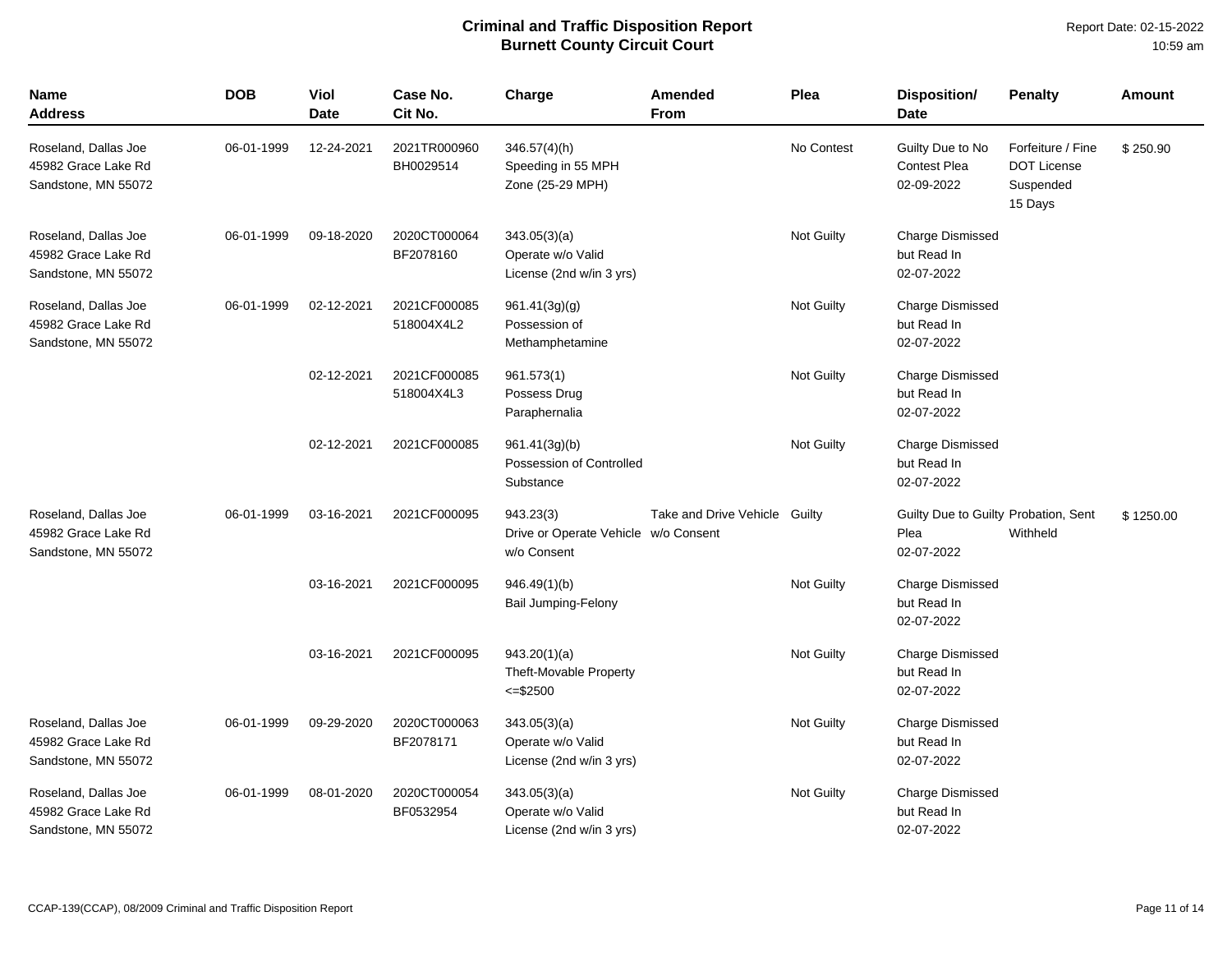# Criminal and Traffic Disposition Report
## Burnett County Circuit Court

Report Date: 02-15-2022
10:59 am

| Name<br>Address | DOB | Viol Date | Case No.<br>Cit No. | Charge | Amended From | Plea | Disposition/<br>Date | Penalty | Amount |
|---|---|---|---|---|---|---|---|---|---|
| Roseland, Dallas Joe<br>45982 Grace Lake Rd<br>Sandstone, MN 55072 | 06-01-1999 | 12-24-2021 | 2021TR000960<br>BH0029514 | 346.57(4)(h)<br>Speeding in 55 MPH Zone (25-29 MPH) | | No Contest | Guilty Due to No Contest Plea<br>02-09-2022 | Forfeiture / Fine<br>DOT License Suspended<br>15 Days | $ 250.90 |
| Roseland, Dallas Joe<br>45982 Grace Lake Rd<br>Sandstone, MN 55072 | 06-01-1999 | 09-18-2020 | 2020CT000064<br>BF2078160 | 343.05(3)(a)<br>Operate w/o Valid License (2nd w/in 3 yrs) | | Not Guilty | Charge Dismissed but Read In<br>02-07-2022 | | |
| Roseland, Dallas Joe<br>45982 Grace Lake Rd<br>Sandstone, MN 55072 | 06-01-1999 | 02-12-2021 | 2021CF000085<br>518004X4L2 | 961.41(3g)(g)<br>Possession of Methamphetamine | | Not Guilty | Charge Dismissed but Read In<br>02-07-2022 | | |
| | | 02-12-2021 | 2021CF000085<br>518004X4L3 | 961.573(1)<br>Possess Drug Paraphernalia | | Not Guilty | Charge Dismissed but Read In<br>02-07-2022 | | |
| | | 02-12-2021 | 2021CF000085 | 961.41(3g)(b)<br>Possession of Controlled Substance | | Not Guilty | Charge Dismissed but Read In<br>02-07-2022 | | |
| Roseland, Dallas Joe<br>45982 Grace Lake Rd<br>Sandstone, MN 55072 | 06-01-1999 | 03-16-2021 | 2021CF000095 | 943.23(3)<br>Drive or Operate Vehicle w/o Consent | Take and Drive Vehicle w/o Consent | Guilty | Guilty Due to Guilty Plea<br>02-07-2022 | Probation, Sent Withheld | $ 1250.00 |
| | | 03-16-2021 | 2021CF000095 | 946.49(1)(b)<br>Bail Jumping-Felony | | Not Guilty | Charge Dismissed but Read In<br>02-07-2022 | | |
| | | 03-16-2021 | 2021CF000095 | 943.20(1)(a)<br>Theft-Movable Property <=$2500 | | Not Guilty | Charge Dismissed but Read In<br>02-07-2022 | | |
| Roseland, Dallas Joe<br>45982 Grace Lake Rd<br>Sandstone, MN 55072 | 06-01-1999 | 09-29-2020 | 2020CT000063<br>BF2078171 | 343.05(3)(a)<br>Operate w/o Valid License (2nd w/in 3 yrs) | | Not Guilty | Charge Dismissed but Read In<br>02-07-2022 | | |
| Roseland, Dallas Joe<br>45982 Grace Lake Rd<br>Sandstone, MN 55072 | 06-01-1999 | 08-01-2020 | 2020CT000054<br>BF0532954 | 343.05(3)(a)<br>Operate w/o Valid License (2nd w/in 3 yrs) | | Not Guilty | Charge Dismissed but Read In<br>02-07-2022 | | |

CCAP-139(CCAP), 08/2009 Criminal and Traffic Disposition Report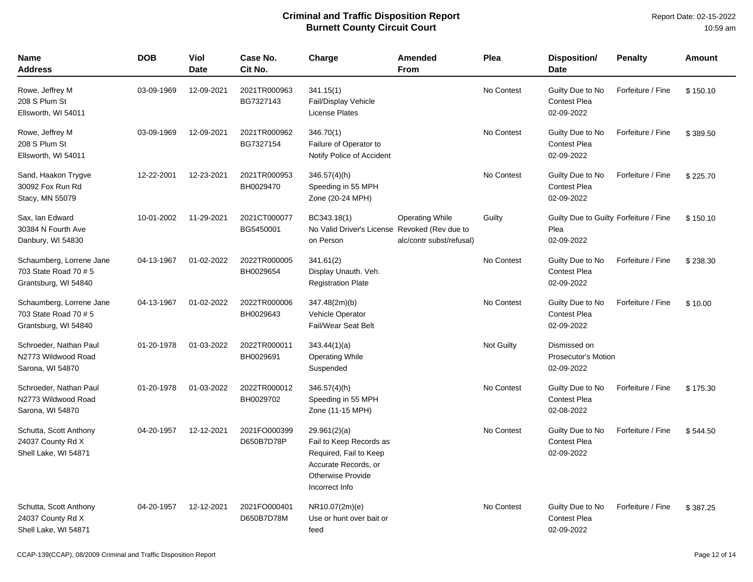# Criminal and Traffic Disposition Report
## Burnett County Circuit Court

Report Date: 02-15-2022
10:59 am

| Name<br>Address | DOB | Viol Date | Case No.<br>Cit No. | Charge | Amended From | Plea | Disposition/<br>Date | Penalty | Amount |
|---|---|---|---|---|---|---|---|---|---|
| Rowe, Jeffrey M<br>208 S Plum St<br>Ellsworth, WI 54011 | 03-09-1969 | 12-09-2021 | 2021TR000963<br>BG7327143 | 341.15(1)<br>Fail/Display Vehicle License Plates | | No Contest | Guilty Due to No Contest Plea<br>02-09-2022 | Forfeiture / Fine | $ 150.10 |
| Rowe, Jeffrey M<br>208 S Plum St<br>Ellsworth, WI 54011 | 03-09-1969 | 12-09-2021 | 2021TR000962<br>BG7327154 | 346.70(1)<br>Failure of Operator to Notify Police of Accident | | No Contest | Guilty Due to No Contest Plea<br>02-09-2022 | Forfeiture / Fine | $ 389.50 |
| Sand, Haakon Trygve<br>30092 Fox Run Rd<br>Stacy, MN 55079 | 12-22-2001 | 12-23-2021 | 2021TR000953<br>BH0029470 | 346.57(4)(h)<br>Speeding in 55 MPH Zone (20-24 MPH) | | No Contest | Guilty Due to No Contest Plea<br>02-09-2022 | Forfeiture / Fine | $ 225.70 |
| Sax, Ian Edward<br>30384 N Fourth Ave<br>Danbury, WI 54830 | 10-01-2002 | 11-29-2021 | 2021CT000077<br>BG5450001 | BC343.18(1)<br>No Valid Driver's License on Person | Operating While Revoked (Rev due to alc/contr subst/refusal) | Guilty | Guilty Due to Guilty Plea<br>02-09-2022 | Forfeiture / Fine | $ 150.10 |
| Schaumberg, Lorrene Jane<br>703 State Road 70 # 5<br>Grantsburg, WI 54840 | 04-13-1967 | 01-02-2022 | 2022TR000005<br>BH0029654 | 341.61(2)<br>Display Unauth. Veh. Registration Plate | | No Contest | Guilty Due to No Contest Plea<br>02-09-2022 | Forfeiture / Fine | $ 238.30 |
| Schaumberg, Lorrene Jane<br>703 State Road 70 # 5<br>Grantsburg, WI 54840 | 04-13-1967 | 01-02-2022 | 2022TR000006<br>BH0029643 | 347.48(2m)(b)<br>Vehicle Operator Fail/Wear Seat Belt | | No Contest | Guilty Due to No Contest Plea<br>02-09-2022 | Forfeiture / Fine | $ 10.00 |
| Schroeder, Nathan Paul<br>N2773 Wildwood Road<br>Sarona, WI 54870 | 01-20-1978 | 01-03-2022 | 2022TR000011<br>BH0029691 | 343.44(1)(a)<br>Operating While Suspended | | Not Guilty | Dismissed on Prosecutor's Motion<br>02-09-2022 | | |
| Schroeder, Nathan Paul<br>N2773 Wildwood Road<br>Sarona, WI 54870 | 01-20-1978 | 01-03-2022 | 2022TR000012<br>BH0029702 | 346.57(4)(h)<br>Speeding in 55 MPH Zone (11-15 MPH) | | No Contest | Guilty Due to No Contest Plea<br>02-08-2022 | Forfeiture / Fine | $ 175.30 |
| Schutta, Scott Anthony<br>24037 County Rd X<br>Shell Lake, WI 54871 | 04-20-1957 | 12-12-2021 | 2021FO000399<br>D650B7D78P | 29.961(2)(a)<br>Fail to Keep Records as Required, Fail to Keep Accurate Records, or Otherwise Provide Incorrect Info | | No Contest | Guilty Due to No Contest Plea<br>02-09-2022 | Forfeiture / Fine | $ 544.50 |
| Schutta, Scott Anthony<br>24037 County Rd X<br>Shell Lake, WI 54871 | 04-20-1957 | 12-12-2021 | 2021FO000401<br>D650B7D78M | NR10.07(2m)(e)<br>Use or hunt over bait or feed | | No Contest | Guilty Due to No Contest Plea<br>02-09-2022 | Forfeiture / Fine | $ 387.25 |

CCAP-139(CCAP), 08/2009 Criminal and Traffic Disposition Report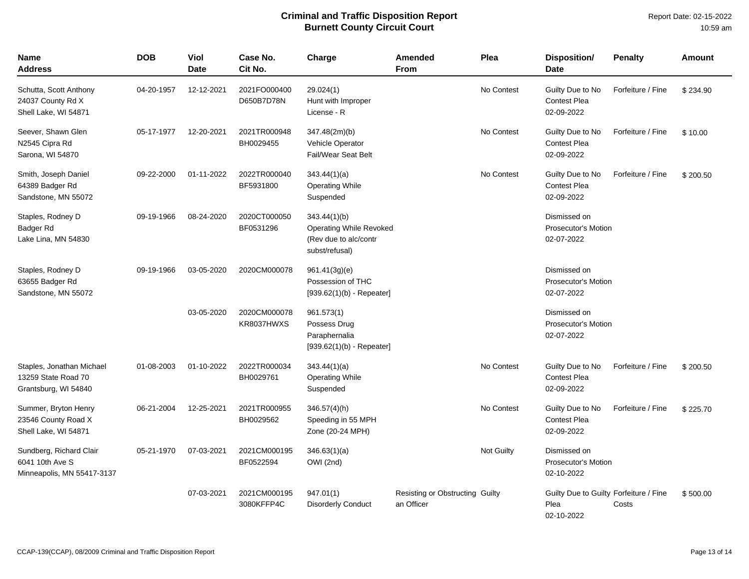# Criminal and Traffic Disposition Report
## Burnett County Circuit Court

Report Date: 02-15-2022
10:59 am

| Name<br>Address | DOB | Viol Date | Case No.<br>Cit No. | Charge | Amended From | Plea | Disposition/<br>Date | Penalty | Amount |
|---|---|---|---|---|---|---|---|---|---|
| Schutta, Scott Anthony<br>24037 County Rd X<br>Shell Lake, WI 54871 | 04-20-1957 | 12-12-2021 | 2021FO000400<br>D650B7D78N | 29.024(1)<br>Hunt with Improper License - R | | No Contest | Guilty Due to No Contest Plea<br>02-09-2022 | Forfeiture / Fine | $ 234.90 |
| Seever, Shawn Glen<br>N2545 Cipra Rd<br>Sarona, WI 54870 | 05-17-1977 | 12-20-2021 | 2021TR000948<br>BH0029455 | 347.48(2m)(b)<br>Vehicle Operator Fail/Wear Seat Belt | | No Contest | Guilty Due to No Contest Plea<br>02-09-2022 | Forfeiture / Fine | $ 10.00 |
| Smith, Joseph Daniel<br>64389 Badger Rd<br>Sandstone, MN 55072 | 09-22-2000 | 01-11-2022 | 2022TR000040<br>BF5931800 | 343.44(1)(a)<br>Operating While Suspended | | No Contest | Guilty Due to No Contest Plea<br>02-09-2022 | Forfeiture / Fine | $ 200.50 |
| Staples, Rodney D<br>Badger Rd<br>Lake Lina, MN 54830 | 09-19-1966 | 08-24-2020 | 2020CT000050<br>BF0531296 | 343.44(1)(b)<br>Operating While Revoked (Rev due to alc/contr subst/refusal) | | | Dismissed on Prosecutor's Motion<br>02-07-2022 | | |
| Staples, Rodney D<br>63655 Badger Rd<br>Sandstone, MN 55072 | 09-19-1966 | 03-05-2020 | 2020CM000078 | 961.41(3g)(e)<br>Possession of THC [939.62(1)(b) - Repeater] | | | Dismissed on Prosecutor's Motion<br>02-07-2022 | | |
| | | 03-05-2020 | 2020CM000078<br>KR8037HWXS | 961.573(1)<br>Possess Drug Paraphernalia [939.62(1)(b) - Repeater] | | | Dismissed on Prosecutor's Motion<br>02-07-2022 | | |
| Staples, Jonathan Michael<br>13259 State Road 70<br>Grantsburg, WI 54840 | 01-08-2003 | 01-10-2022 | 2022TR000034<br>BH0029761 | 343.44(1)(a)<br>Operating While Suspended | | No Contest | Guilty Due to No Contest Plea<br>02-09-2022 | Forfeiture / Fine | $ 200.50 |
| Summer, Bryton Henry<br>23546 County Road X<br>Shell Lake, WI 54871 | 06-21-2004 | 12-25-2021 | 2021TR000955<br>BH0029562 | 346.57(4)(h)<br>Speeding in 55 MPH Zone (20-24 MPH) | | No Contest | Guilty Due to No Contest Plea<br>02-09-2022 | Forfeiture / Fine | $ 225.70 |
| Sundberg, Richard Clair<br>6041 10th Ave S<br>Minneapolis, MN 55417-3137 | 05-21-1970 | 07-03-2021 | 2021CM000195<br>BF0522594 | 346.63(1)(a)<br>OWI (2nd) | | Not Guilty | Dismissed on Prosecutor's Motion<br>02-10-2022 | | |
| | | 07-03-2021 | 2021CM000195<br>3080KFFP4C | 947.01(1)<br>Disorderly Conduct | Resisting or Obstructing an Officer | Guilty | Guilty Due to Guilty Plea<br>02-10-2022 | Forfeiture / Fine Costs | $ 500.00 |

CCAP-139(CCAP), 08/2009 Criminal and Traffic Disposition Report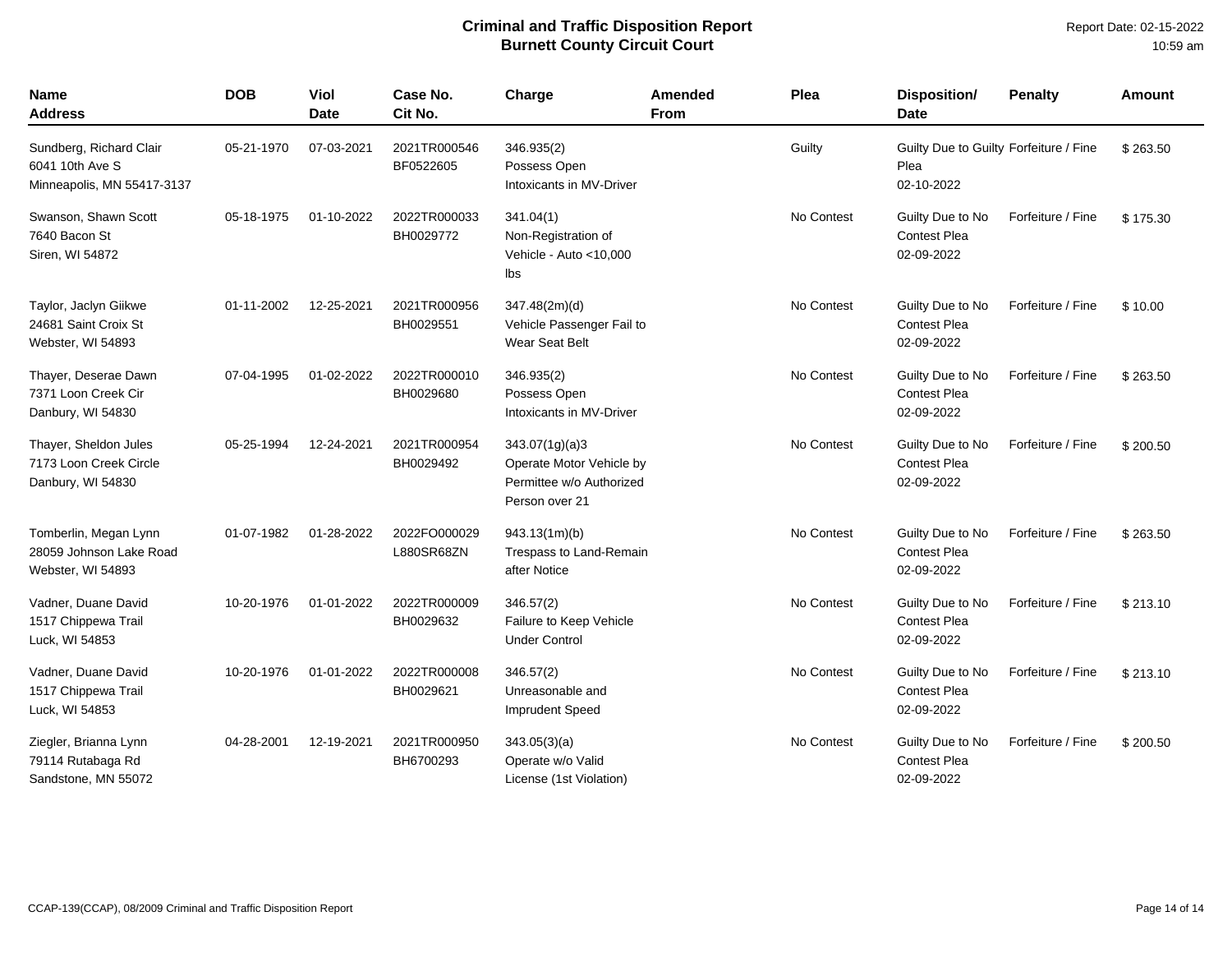# Criminal and Traffic Disposition Report
## Burnett County Circuit Court

Report Date: 02-15-2022
10:59 am

| Name<br>Address | DOB | Viol Date | Case No.<br>Cit No. | Charge | Amended From | Plea | Disposition/<br>Date | Penalty | Amount |
|---|---|---|---|---|---|---|---|---|---|
| Sundberg, Richard Clair<br>6041 10th Ave S<br>Minneapolis, MN 55417-3137 | 05-21-1970 | 07-03-2021 | 2021TR000546<br>BF0522605 | 346.935(2)<br>Possess Open Intoxicants in MV-Driver | | Guilty | Guilty Due to Guilty Plea<br>02-10-2022 | Forfeiture / Fine | $ 263.50 |
| Swanson, Shawn Scott<br>7640 Bacon St<br>Siren, WI 54872 | 05-18-1975 | 01-10-2022 | 2022TR000033<br>BH0029772 | 341.04(1)<br>Non-Registration of Vehicle - Auto <10,000 lbs | | No Contest | Guilty Due to No Contest Plea<br>02-09-2022 | Forfeiture / Fine | $ 175.30 |
| Taylor, Jaclyn Giikwe<br>24681 Saint Croix St<br>Webster, WI 54893 | 01-11-2002 | 12-25-2021 | 2021TR000956<br>BH0029551 | 347.48(2m)(d)<br>Vehicle Passenger Fail to Wear Seat Belt | | No Contest | Guilty Due to No Contest Plea<br>02-09-2022 | Forfeiture / Fine | $ 10.00 |
| Thayer, Deserae Dawn<br>7371 Loon Creek Cir<br>Danbury, WI 54830 | 07-04-1995 | 01-02-2022 | 2022TR000010<br>BH0029680 | 346.935(2)<br>Possess Open Intoxicants in MV-Driver | | No Contest | Guilty Due to No Contest Plea<br>02-09-2022 | Forfeiture / Fine | $ 263.50 |
| Thayer, Sheldon Jules<br>7173 Loon Creek Circle<br>Danbury, WI 54830 | 05-25-1994 | 12-24-2021 | 2021TR000954<br>BH0029492 | 343.07(1g)(a)3<br>Operate Motor Vehicle by Permittee w/o Authorized Person over 21 | | No Contest | Guilty Due to No Contest Plea<br>02-09-2022 | Forfeiture / Fine | $ 200.50 |
| Tomberlin, Megan Lynn<br>28059 Johnson Lake Road<br>Webster, WI 54893 | 01-07-1982 | 01-28-2022 | 2022FO000029<br>L880SR68ZN | 943.13(1m)(b)<br>Trespass to Land-Remain after Notice | | No Contest | Guilty Due to No Contest Plea<br>02-09-2022 | Forfeiture / Fine | $ 263.50 |
| Vadner, Duane David<br>1517 Chippewa Trail<br>Luck, WI 54853 | 10-20-1976 | 01-01-2022 | 2022TR000009<br>BH0029632 | 346.57(2)<br>Failure to Keep Vehicle Under Control | | No Contest | Guilty Due to No Contest Plea<br>02-09-2022 | Forfeiture / Fine | $ 213.10 |
| Vadner, Duane David<br>1517 Chippewa Trail<br>Luck, WI 54853 | 10-20-1976 | 01-01-2022 | 2022TR000008<br>BH0029621 | 346.57(2)<br>Unreasonable and Imprudent Speed | | No Contest | Guilty Due to No Contest Plea<br>02-09-2022 | Forfeiture / Fine | $ 213.10 |
| Ziegler, Brianna Lynn<br>79114 Rutabaga Rd<br>Sandstone, MN 55072 | 04-28-2001 | 12-19-2021 | 2021TR000950<br>BH6700293 | 343.05(3)(a)<br>Operate w/o Valid License (1st Violation) | | No Contest | Guilty Due to No Contest Plea<br>02-09-2022 | Forfeiture / Fine | $ 200.50 |

CCAP-139(CCAP), 08/2009 Criminal and Traffic Disposition Report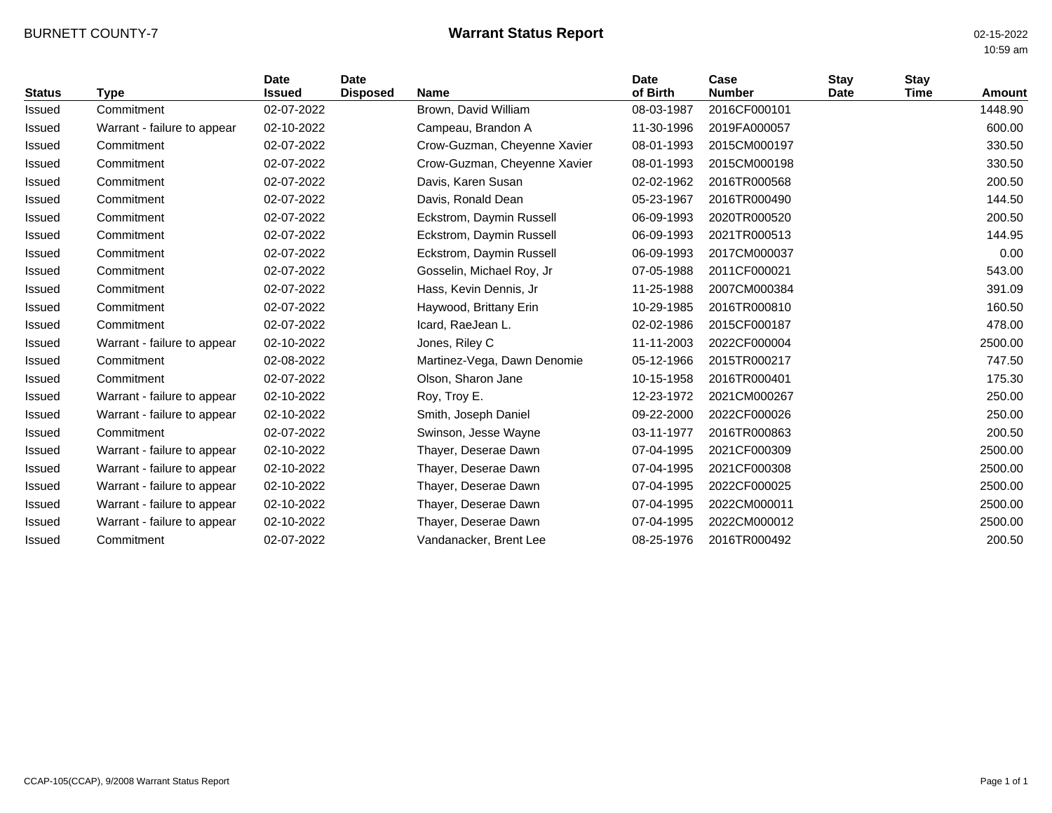BURNETT COUNTY-7

# Warrant Status Report

02-15-2022
10:59 am

| Status | Type | Date Issued | Date Disposed | Name | Date of Birth | Case Number | Stay Date | Stay Time | Amount |
|---|---|---|---|---|---|---|---|---|---|
| Issued | Commitment | 02-07-2022 | | Brown, David William | 08-03-1987 | 2016CF000101 | | | 1448.90 |
| Issued | Warrant - failure to appear | 02-10-2022 | | Campeau, Brandon A | 11-30-1996 | 2019FA000057 | | | 600.00 |
| Issued | Commitment | 02-07-2022 | | Crow-Guzman, Cheyenne Xavier | 08-01-1993 | 2015CM000197 | | | 330.50 |
| Issued | Commitment | 02-07-2022 | | Crow-Guzman, Cheyenne Xavier | 08-01-1993 | 2015CM000198 | | | 330.50 |
| Issued | Commitment | 02-07-2022 | | Davis, Karen Susan | 02-02-1962 | 2016TR000568 | | | 200.50 |
| Issued | Commitment | 02-07-2022 | | Davis, Ronald Dean | 05-23-1967 | 2016TR000490 | | | 144.50 |
| Issued | Commitment | 02-07-2022 | | Eckstrom, Daymin Russell | 06-09-1993 | 2020TR000520 | | | 200.50 |
| Issued | Commitment | 02-07-2022 | | Eckstrom, Daymin Russell | 06-09-1993 | 2021TR000513 | | | 144.95 |
| Issued | Commitment | 02-07-2022 | | Eckstrom, Daymin Russell | 06-09-1993 | 2017CM000037 | | | 0.00 |
| Issued | Commitment | 02-07-2022 | | Gosselin, Michael Roy, Jr | 07-05-1988 | 2011CF000021 | | | 543.00 |
| Issued | Commitment | 02-07-2022 | | Hass, Kevin Dennis, Jr | 11-25-1988 | 2007CM000384 | | | 391.09 |
| Issued | Commitment | 02-07-2022 | | Haywood, Brittany Erin | 10-29-1985 | 2016TR000810 | | | 160.50 |
| Issued | Commitment | 02-07-2022 | | Icard, RaeJean L. | 02-02-1986 | 2015CF000187 | | | 478.00 |
| Issued | Warrant - failure to appear | 02-10-2022 | | Jones, Riley C | 11-11-2003 | 2022CF000004 | | | 2500.00 |
| Issued | Commitment | 02-08-2022 | | Martinez-Vega, Dawn Denomie | 05-12-1966 | 2015TR000217 | | | 747.50 |
| Issued | Commitment | 02-07-2022 | | Olson, Sharon Jane | 10-15-1958 | 2016TR000401 | | | 175.30 |
| Issued | Warrant - failure to appear | 02-10-2022 | | Roy, Troy E. | 12-23-1972 | 2021CM000267 | | | 250.00 |
| Issued | Warrant - failure to appear | 02-10-2022 | | Smith, Joseph Daniel | 09-22-2000 | 2022CF000026 | | | 250.00 |
| Issued | Commitment | 02-07-2022 | | Swinson, Jesse Wayne | 03-11-1977 | 2016TR000863 | | | 200.50 |
| Issued | Warrant - failure to appear | 02-10-2022 | | Thayer, Deserae Dawn | 07-04-1995 | 2021CF000309 | | | 2500.00 |
| Issued | Warrant - failure to appear | 02-10-2022 | | Thayer, Deserae Dawn | 07-04-1995 | 2021CF000308 | | | 2500.00 |
| Issued | Warrant - failure to appear | 02-10-2022 | | Thayer, Deserae Dawn | 07-04-1995 | 2022CF000025 | | | 2500.00 |
| Issued | Warrant - failure to appear | 02-10-2022 | | Thayer, Deserae Dawn | 07-04-1995 | 2022CM000011 | | | 2500.00 |
| Issued | Warrant - failure to appear | 02-10-2022 | | Thayer, Deserae Dawn | 07-04-1995 | 2022CM000012 | | | 2500.00 |
| Issued | Commitment | 02-07-2022 | | Vandanacker, Brent Lee | 08-25-1976 | 2016TR000492 | | | 200.50 |

CCAP-105(CCAP), 9/2008 Warrant Status Report